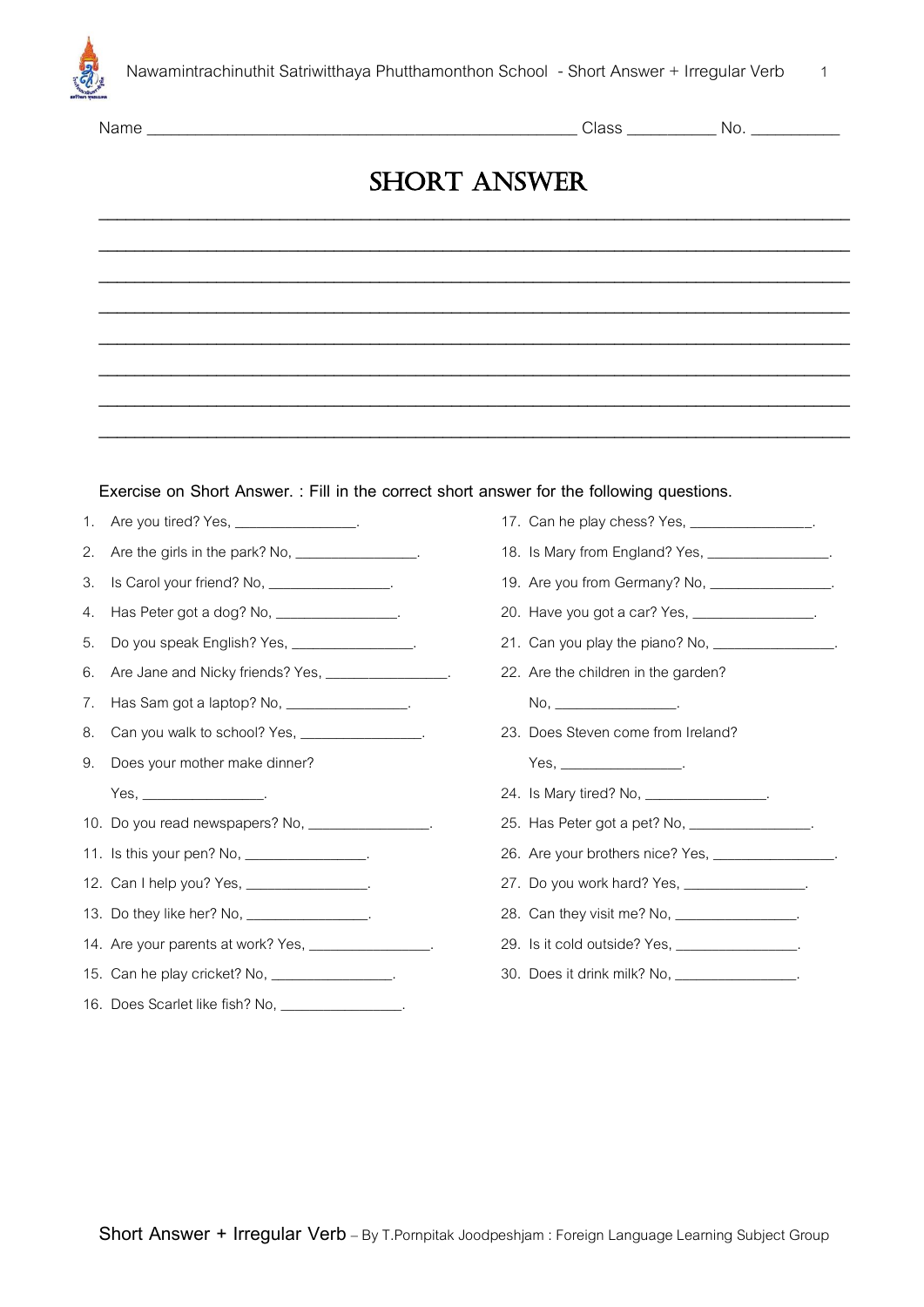Name ______________________________________________ Class __________ No. __________

# SHORT ANSWER

________________________________________________________________________________

________________________________________________________________________________

________________________________________________________________________________

________________________________________________________________________________

________________________________________________________________________________

________________________________________________________________________________

________________________________________________________________________________

________________________________________________________________________________

Exercise on Short Answer. : Fill in the correct short answer for the following questions.

1. Are you tired? Yes, ________________.
2. Are the girls in the park? No, ________________.
3. Is Carol your friend? No, ________________.
4. Has Peter got a dog? No, ________________.
5. Do you speak English? Yes, ________________.
6. Are Jane and Nicky friends? Yes, ________________.
7. Has Sam got a laptop? No, ________________.
8. Can you walk to school? Yes, ________________.
9. Does your mother make dinner?
   Yes, ________________.
10. Do you read newspapers? No, ________________.
11. Is this your pen? No, ________________.
12. Can I help you? Yes, ________________.
13. Do they like her? No, ________________.
14. Are your parents at work? Yes, ________________.
15. Can he play cricket? No, ________________.
16. Does Scarlet like fish? No, ________________.
17. Can he play chess? Yes, ________________.
18. Is Mary from England? Yes, ________________.
19. Are you from Germany? No, ________________.
20. Have you got a car? Yes, ________________.
21. Can you play the piano? No, ________________.
22. Are the children in the garden?
    No, ________________.
23. Does Steven come from Ireland?
    Yes, ________________.
24. Is Mary tired? No, ________________.
25. Has Peter got a pet? No, ________________.
26. Are your brothers nice? Yes, ________________.
27. Do you work hard? Yes, ________________.
28. Can they visit me? No, ________________.
29. Is it cold outside? Yes, ________________.
30. Does it drink milk? No, ________________.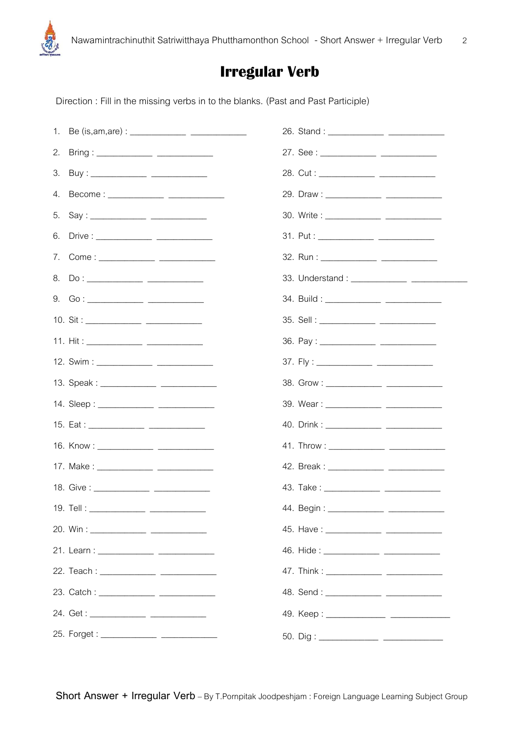# Irregular Verb

Direction : Fill in the missing verbs in to the blanks. (Past and Past Participle)

1. Be (is,am,are) : ____________ ____________
2. Bring : ____________ ____________
3. Buy : ____________ ____________
4. Become : ____________ ____________
5. Say : ____________ ____________
6. Drive : ____________ ____________
7. Come : ____________ ____________
8. Do : ____________ ____________
9. Go : ____________ ____________
10. Sit : ____________ ____________
11. Hit : ____________ ____________
12. Swim : ____________ ____________
13. Speak : ____________ ____________
14. Sleep : ____________ ____________
15. Eat : ____________ ____________
16. Know : ____________ ____________
17. Make : ____________ ____________
18. Give : ____________ ____________
19. Tell : ____________ ____________
20. Win : ____________ ____________
21. Learn : ____________ ____________
22. Teach : ____________ ____________
23. Catch : ____________ ____________
24. Get : ____________ ____________
25. Forget : ____________ ____________
26. Stand : ____________ ____________
27. See : ____________ ____________
28. Cut : ____________ ____________
29. Draw : ____________ ____________
30. Write : ____________ ____________
31. Put : ____________ ____________
32. Run : ____________ ____________
33. Understand : ____________ ____________
34. Build : ____________ ____________
35. Sell : ____________ ____________
36. Pay : ____________ ____________
37. Fly : ____________ ____________
38. Grow : ____________ ____________
39. Wear : ____________ ____________
40. Drink : ____________ ____________
41. Throw : ____________ ____________
42. Break : ____________ ____________
43. Take : ____________ ____________
44. Begin : ____________ ____________
45. Have : ____________ ____________
46. Hide : ____________ ____________
47. Think : ____________ ____________
48. Send : ____________ ____________
49. Keep : ____________ ____________
50. Dig : ____________ ____________